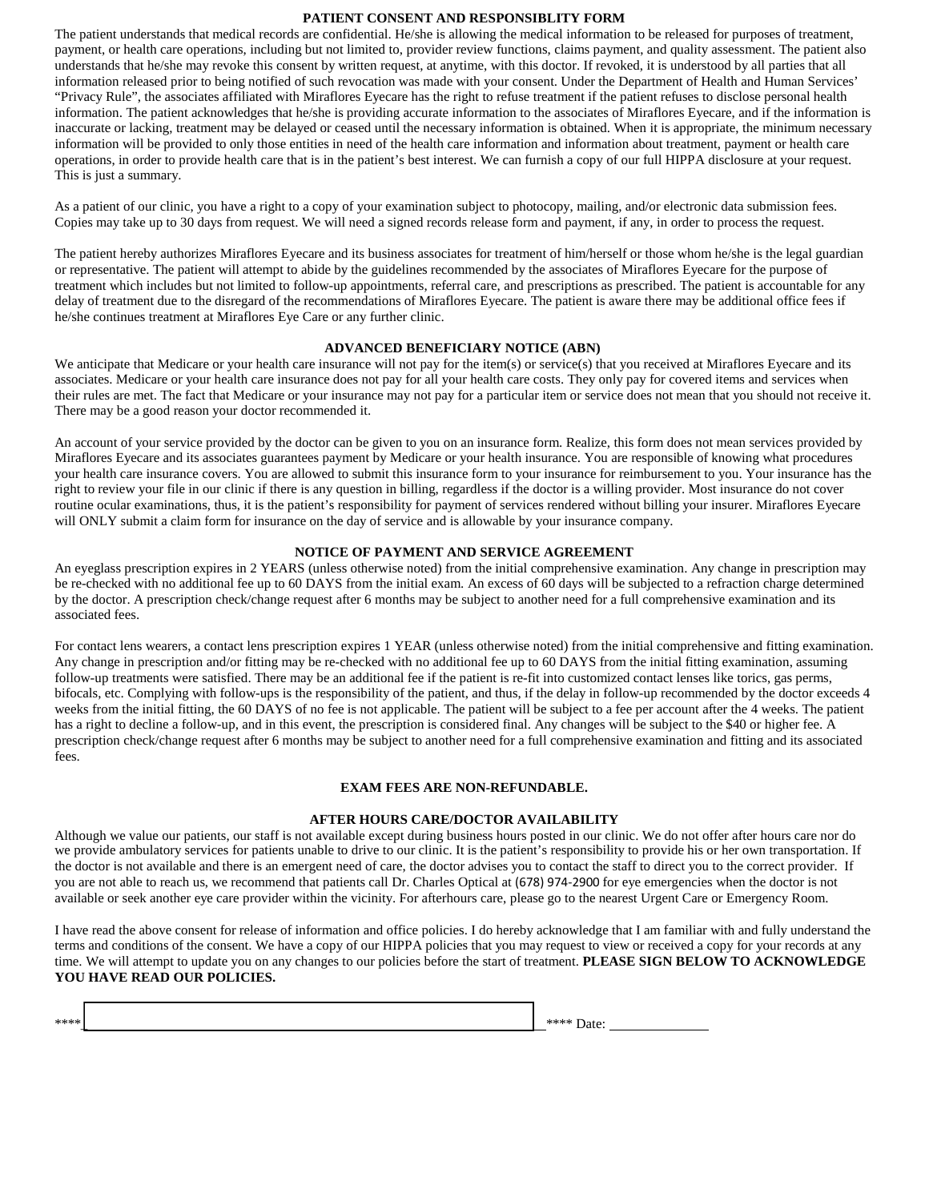## PATIENT CONSENT AND RESPONSIBLITY FORM

The patient understands that medical records are confidential. He/she is allowing the medical information to be released for purposes of treatment, payment, or health care operations, including but not limited to, provider review functions, claims payment, and quality assessment. The patient also understands that he/she may revoke this consent by written request, at anytime, with this doctor. If revoked, it is understood by all parties that all information released prior to being notified of such revocation was made with your consent. Under the Department of Health and Human Services' "Privacy Rule", the associates affiliated with Miraflores Eyecare has the right to refuse treatment if the patient refuses to disclose personal health information. The patient acknowledges that he/she is providing accurate information to the associates of Miraflores Eyecare, and if the information is inaccurate or lacking, treatment may be delayed or ceased until the necessary information is obtained. When it is appropriate, the minimum necessary information will be provided to only those entities in need of the health care information and information about treatment, payment or health care operations, in order to provide health care that is in the patient's best interest. We can furnish a copy of our full HIPPA disclosure at your request. This is just a summary.

As a patient of our clinic, you have a right to a copy of your examination subject to photocopy, mailing, and/or electronic data submission fees. Copies may take up to 30 days from request. We will need a signed records release form and payment, if any, in order to process the request.

The patient hereby authorizes Miraflores Eyecare and its business associates for treatment of him/herself or those whom he/she is the legal guardian or representative. The patient will attempt to abide by the guidelines recommended by the associates of Miraflores Eyecare for the purpose of treatment which includes but not limited to follow-up appointments, referral care, and prescriptions as prescribed. The patient is accountable for any delay of treatment due to the disregard of the recommendations of Miraflores Eyecare. The patient is aware there may be additional office fees if he/she continues treatment at Miraflores Eye Care or any further clinic.

## ADVANCED BENEFICIARY NOTICE (ABN)

We anticipate that Medicare or your health care insurance will not pay for the item(s) or service(s) that you received at Miraflores Eyecare and its associates. Medicare or your health care insurance does not pay for all your health care costs. They only pay for covered items and services when their rules are met. The fact that Medicare or your insurance may not pay for a particular item or service does not mean that you should not receive it. There may be a good reason your doctor recommended it.

An account of your service provided by the doctor can be given to you on an insurance form. Realize, this form does not mean services provided by Miraflores Eyecare and its associates guarantees payment by Medicare or your health insurance. You are responsible of knowing what procedures your health care insurance covers. You are allowed to submit this insurance form to your insurance for reimbursement to you. Your insurance has the right to review your file in our clinic if there is any question in billing, regardless if the doctor is a willing provider. Most insurance do not cover routine ocular examinations, thus, it is the patient's responsibility for payment of services rendered without billing your insurer. Miraflores Eyecare will ONLY submit a claim form for insurance on the day of service and is allowable by your insurance company.

## NOTICE OF PAYMENT AND SERVICE AGREEMENT

An eyeglass prescription expires in 2 YEARS (unless otherwise noted) from the initial comprehensive examination. Any change in prescription may be re-checked with no additional fee up to 60 DAYS from the initial exam. An excess of 60 days will be subjected to a refraction charge determined by the doctor. A prescription check/change request after 6 months may be subject to another need for a full comprehensive examination and its associated fees.

For contact lens wearers, a contact lens prescription expires 1 YEAR (unless otherwise noted) from the initial comprehensive and fitting examination. Any change in prescription and/or fitting may be re-checked with no additional fee up to 60 DAYS from the initial fitting examination, assuming follow-up treatments were satisfied. There may be an additional fee if the patient is re-fit into customized contact lenses like torics, gas perms, bifocals, etc. Complying with follow-ups is the responsibility of the patient, and thus, if the delay in follow-up recommended by the doctor exceeds 4 weeks from the initial fitting, the 60 DAYS of no fee is not applicable. The patient will be subject to a fee per account after the 4 weeks. The patient has a right to decline a follow-up, and in this event, the prescription is considered final. Any changes will be subject to the $40 or higher fee. A prescription check/change request after 6 months may be subject to another need for a full comprehensive examination and fitting and its associated fees.

**EXAM FEES ARE NON-REFUNDABLE.**

## AFTER HOURS CARE/DOCTOR AVAILABILITY

Although we value our patients, our staff is not available except during business hours posted in our clinic. We do not offer after hours care nor do we provide ambulatory services for patients unable to drive to our clinic. It is the patient's responsibility to provide his or her own transportation. If the doctor is not available and there is an emergent need of care, the doctor advises you to contact the staff to direct you to the correct provider. If you are not able to reach us, we recommend that patients call Dr. Charles Optical at (678) 974-2900 for eye emergencies when the doctor is not available or seek another eye care provider within the vicinity. For afterhours care, please go to the nearest Urgent Care or Emergency Room.

I have read the above consent for release of information and office policies. I do hereby acknowledge that I am familiar with and fully understand the terms and conditions of the consent. We have a copy of our HIPPA policies that you may request to view or received a copy for your records at any time. We will attempt to update you on any changes to our policies before the start of treatment. **PLEASE SIGN BELOW TO ACKNOWLEDGE YOU HAVE READ OUR POLICIES.**

****______________________________________________**** Date: ______________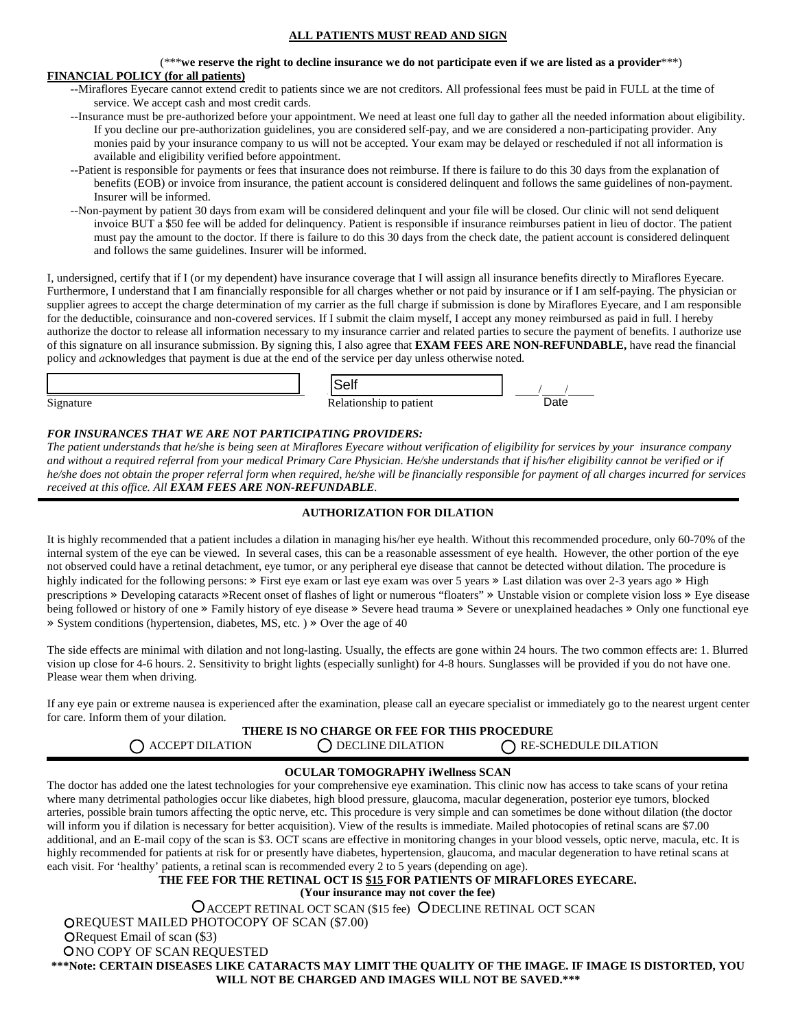**ALL PATIENTS MUST READ AND SIGN**

(***we reserve the right to decline insurance we do not participate even if we are listed as a provider***)

**FINANCIAL POLICY (for all patients)**

- --Miraflores Eyecare cannot extend credit to patients since we are not creditors. All professional fees must be paid in FULL at the time of service. We accept cash and most credit cards.
- --Insurance must be pre-authorized before your appointment. We need at least one full day to gather all the needed information about eligibility. If you decline our pre-authorization guidelines, you are considered self-pay, and we are considered a non-participating provider. Any monies paid by your insurance company to us will not be accepted. Your exam may be delayed or rescheduled if not all information is available and eligibility verified before appointment.
- --Patient is responsible for payments or fees that insurance does not reimburse. If there is failure to do this 30 days from the explanation of benefits (EOB) or invoice from insurance, the patient account is considered delinquent and follows the same guidelines of non-payment. Insurer will be informed.
- --Non-payment by patient 30 days from exam will be considered delinquent and your file will be closed. Our clinic will not send deliquent invoice BUT a $50 fee will be added for delinquency. Patient is responsible if insurance reimburses patient in lieu of doctor. The patient must pay the amount to the doctor. If there is failure to do this 30 days from the check date, the patient account is considered delinquent and follows the same guidelines. Insurer will be informed.

I, undersigned, certify that if I (or my dependent) have insurance coverage that I will assign all insurance benefits directly to Miraflores Eyecare. Furthermore, I understand that I am financially responsible for all charges whether or not paid by insurance or if I am self-paying. The physician or supplier agrees to accept the charge determination of my carrier as the full charge if submission is done by Miraflores Eyecare, and I am responsible for the deductible, coinsurance and non-covered services. If I submit the claim myself, I accept any money reimbursed as paid in full. I hereby authorize the doctor to release all information necessary to my insurance carrier and related parties to secure the payment of benefits. I authorize use of this signature on all insurance submission. By signing this, I also agree that **EXAM FEES ARE NON-REFUNDABLE,** have read the financial policy and *a*cknowledges that payment is due at the end of the service per day unless otherwise noted.

| Signature | Relationship to patient | Date |
|---|---|---|
| | Self | ____/____/____ |

***FOR INSURANCES THAT WE ARE NOT PARTICIPATING PROVIDERS:***

*The patient understands that he/she is being seen at Miraflores Eyecare without verification of eligibility for services by your insurance company and without a required referral from your medical Primary Care Physician. He/she understands that if his/her eligibility cannot be verified or if he/she does not obtain the proper referral form when required, he/she will be financially responsible for payment of all charges incurred for services received at this office. All* ***EXAM FEES ARE NON-REFUNDABLE****.*

**AUTHORIZATION FOR DILATION**

It is highly recommended that a patient includes a dilation in managing his/her eye health. Without this recommended procedure, only 60-70% of the internal system of the eye can be viewed. In several cases, this can be a reasonable assessment of eye health. However, the other portion of the eye not observed could have a retinal detachment, eye tumor, or any peripheral eye disease that cannot be detected without dilation. The procedure is highly indicated for the following persons: » First eye exam or last eye exam was over 5 years » Last dilation was over 2-3 years ago » High prescriptions » Developing cataracts »Recent onset of flashes of light or numerous "floaters" » Unstable vision or complete vision loss » Eye disease being followed or history of one » Family history of eye disease » Severe head trauma » Severe or unexplained headaches » Only one functional eye » System conditions (hypertension, diabetes, MS, etc. ) » Over the age of 40

The side effects are minimal with dilation and not long-lasting. Usually, the effects are gone within 24 hours. The two common effects are: 1. Blurred vision up close for 4-6 hours. 2. Sensitivity to bright lights (especially sunlight) for 4-8 hours. Sunglasses will be provided if you do not have one. Please wear them when driving.

If any eye pain or extreme nausea is experienced after the examination, please call an eyecare specialist or immediately go to the nearest urgent center for care. Inform them of your dilation.

**THERE IS NO CHARGE OR FEE FOR THIS PROCEDURE**

◯ ACCEPT DILATION ◯ DECLINE DILATION ◯ RE-SCHEDULE DILATION

**OCULAR TOMOGRAPHY iWellness SCAN**

The doctor has added one the latest technologies for your comprehensive eye examination. This clinic now has access to take scans of your retina where many detrimental pathologies occur like diabetes, high blood pressure, glaucoma, macular degeneration, posterior eye tumors, blocked arteries, possible brain tumors affecting the optic nerve, etc. This procedure is very simple and can sometimes be done without dilation (the doctor will inform you if dilation is necessary for better acquisition). View of the results is immediate. Mailed photocopies of retinal scans are $7.00 additional, and an E-mail copy of the scan is $3. OCT scans are effective in monitoring changes in your blood vessels, optic nerve, macula, etc. It is highly recommended for patients at risk for or presently have diabetes, hypertension, glaucoma, and macular degeneration to have retinal scans at each visit. For 'healthy' patients, a retinal scan is recommended every 2 to 5 years (depending on age).

**THE FEE FOR THE RETINAL OCT IS $15 FOR PATIENTS OF MIRAFLORES EYECARE.**
**(Your insurance may not cover the fee)**

O ACCEPT RETINAL OCT SCAN ($15 fee) O DECLINE RETINAL OCT SCAN

O REQUEST MAILED PHOTOCOPY OF SCAN ($7.00)

O Request Email of scan ($3)

O NO COPY OF SCAN REQUESTED

**\*\*\*Note: CERTAIN DISEASES LIKE CATARACTS MAY LIMIT THE QUALITY OF THE IMAGE. IF IMAGE IS DISTORTED, YOU WILL NOT BE CHARGED AND IMAGES WILL NOT BE SAVED.\*\*\***